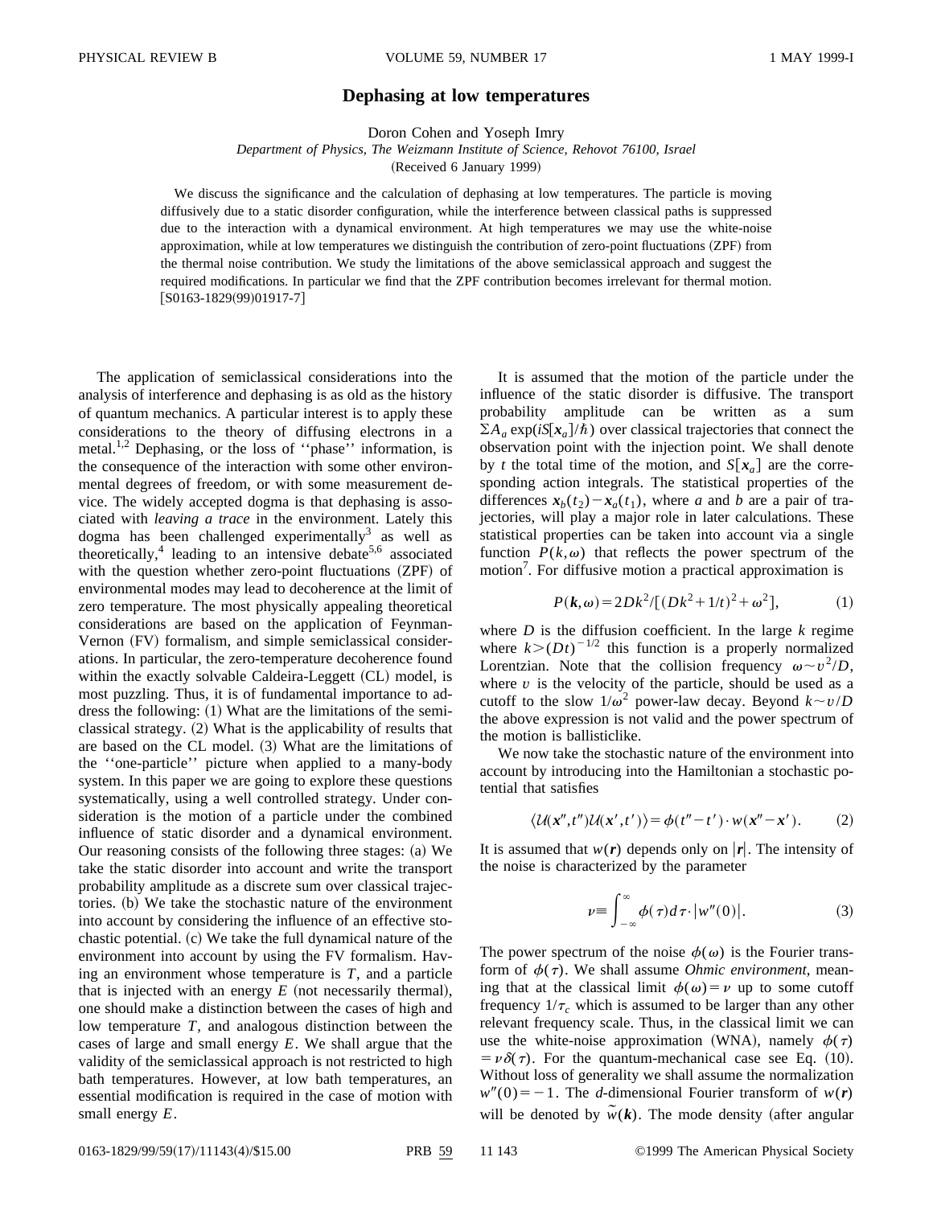# Dephasing at low temperatures

Doron Cohen and Yoseph Imry

*Department of Physics, The Weizmann Institute of Science, Rehovot 76100, Israel*

(Received 6 January 1999)

We discuss the significance and the calculation of dephasing at low temperatures. The particle is moving diffusively due to a static disorder configuration, while the interference between classical paths is suppressed due to the interaction with a dynamical environment. At high temperatures we may use the white-noise approximation, while at low temperatures we distinguish the contribution of zero-point fluctuations (ZPF) from the thermal noise contribution. We study the limitations of the above semiclassical approach and suggest the required modifications. In particular we find that the ZPF contribution becomes irrelevant for thermal motion. [S0163-1829(99)01917-7]

The application of semiclassical considerations into the analysis of interference and dephasing is as old as the history of quantum mechanics. A particular interest is to apply these considerations to the theory of diffusing electrons in a metal.[1,2] Dephasing, or the loss of "phase" information, is the consequence of the interaction with some other environmental degrees of freedom, or with some measurement device. The widely accepted dogma is that dephasing is associated with *leaving a trace* in the environment. Lately this dogma has been challenged experimentally[3] as well as theoretically,[4] leading to an intensive debate[5,6] associated with the question whether zero-point fluctuations (ZPF) of environmental modes may lead to decoherence at the limit of zero temperature. The most physically appealing theoretical considerations are based on the application of Feynman-Vernon (FV) formalism, and simple semiclassical considerations. In particular, the zero-temperature decoherence found within the exactly solvable Caldeira-Leggett (CL) model, is most puzzling. Thus, it is of fundamental importance to address the following: (1) What are the limitations of the semiclassical strategy. (2) What is the applicability of results that are based on the CL model. (3) What are the limitations of the "one-particle" picture when applied to a many-body system. In this paper we are going to explore these questions systematically, using a well controlled strategy. Under consideration is the motion of a particle under the combined influence of static disorder and a dynamical environment. Our reasoning consists of the following three stages: (a) We take the static disorder into account and write the transport probability amplitude as a discrete sum over classical trajectories. (b) We take the stochastic nature of the environment into account by considering the influence of an effective stochastic potential. (c) We take the full dynamical nature of the environment into account by using the FV formalism. Having an environment whose temperature is $T$, and a particle that is injected with an energy $E$ (not necessarily thermal), one should make a distinction between the cases of high and low temperature $T$, and analogous distinction between the cases of large and small energy $E$. We shall argue that the validity of the semiclassical approach is not restricted to high bath temperatures. However, at low bath temperatures, an essential modification is required in the case of motion with small energy $E$.

It is assumed that the motion of the particle under the influence of the static disorder is diffusive. The transport probability amplitude can be written as a sum $\Sigma A_a \exp(iS[\mathbf{x}_a]/\hbar)$ over classical trajectories that connect the observation point with the injection point. We shall denote by $t$ the total time of the motion, and $S[\mathbf{x}_a]$ are the corresponding action integrals. The statistical properties of the differences $\mathbf{x}_b(t_2)-\mathbf{x}_a(t_1)$, where $a$ and $b$ are a pair of trajectories, will play a major role in later calculations. These statistical properties can be taken into account via a single function $P(k,\omega)$ that reflects the power spectrum of the motion[7]. For diffusive motion a practical approximation is

$$P(\mathbf{k},\omega)=2Dk^2/[(Dk^2+1/t)^2+\omega^2], \tag{1}$$

where $D$ is the diffusion coefficient. In the large $k$ regime where $k>(Dt)^{-1/2}$ this function is a properly normalized Lorentzian. Note that the collision frequency $\omega \sim v^2/D$, where $v$ is the velocity of the particle, should be used as a cutoff to the slow $1/\omega^2$ power-law decay. Beyond $k \sim v/D$ the above expression is not valid and the power spectrum of the motion is ballisticlike.

We now take the stochastic nature of the environment into account by introducing into the Hamiltonian a stochastic potential that satisfies

$$\langle \mathcal{U}(\mathbf{x}'',t'')\mathcal{U}(\mathbf{x}',t')\rangle = \phi(t''-t')\cdot w(\mathbf{x}''-\mathbf{x}'). \tag{2}$$

It is assumed that $w(\mathbf{r})$ depends only on $|\mathbf{r}|$. The intensity of the noise is characterized by the parameter

$$\nu \equiv \int_{-\infty}^{\infty}\phi(\tau)d\tau\cdot|w''(0)|. \tag{3}$$

The power spectrum of the noise $\phi(\omega)$ is the Fourier transform of $\phi(\tau)$. We shall assume *Ohmic environment*, meaning that at the classical limit $\phi(\omega)=\nu$ up to some cutoff frequency $1/\tau_c$ which is assumed to be larger than any other relevant frequency scale. Thus, in the classical limit we can use the white-noise approximation (WNA), namely $\phi(\tau) = \nu\delta(\tau)$. For the quantum-mechanical case see Eq. (10). Without loss of generality we shall assume the normalization $w''(0)=-1$. The $d$-dimensional Fourier transform of $w(\mathbf{r})$ will be denoted by $\tilde{w}(\mathbf{k})$. The mode density (after angular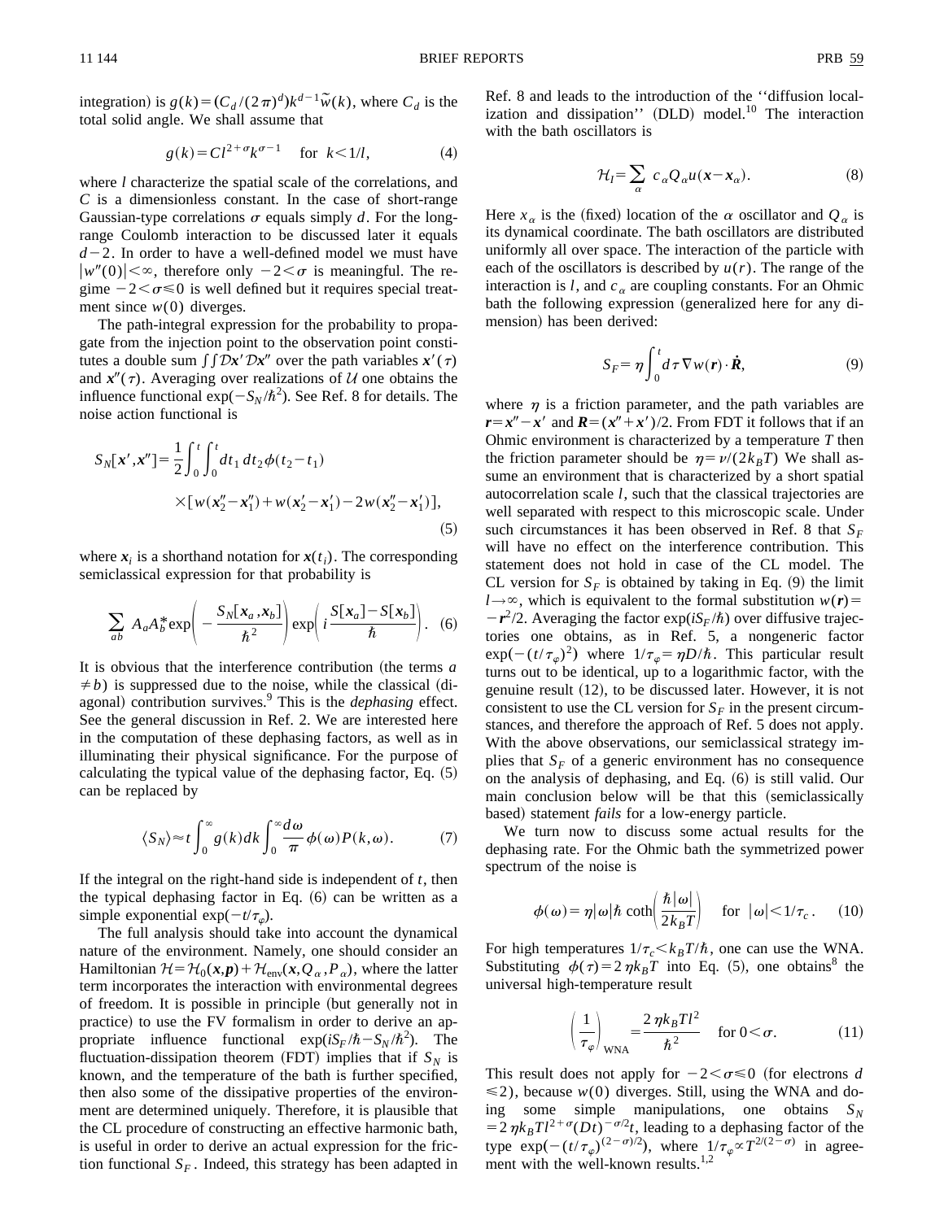integration) is $g(k)=(C_d/(2\pi)^d)k^{d-1}\tilde{w}(k)$, where $C_d$ is the total solid angle. We shall assume that

$$g(k)=Cl^{2+\sigma}k^{\sigma-1} \quad \text{for} \quad k<1/l, \tag{4}$$

where $l$ characterize the spatial scale of the correlations, and $C$ is a dimensionless constant. In the case of short-range Gaussian-type correlations $\sigma$ equals simply $d$. For the long-range Coulomb interaction to be discussed later it equals $d-2$. In order to have a well-defined model we must have $|w''(0)|<\infty$, therefore only $-2<\sigma$ is meaningful. The regime $-2<\sigma\leqslant 0$ is well defined but it requires special treatment since $w(0)$ diverges.

The path-integral expression for the probability to propagate from the injection point to the observation point constitutes a double sum $\int\int \mathcal{D}\boldsymbol{x}' \mathcal{D}\boldsymbol{x}''$ over the path variables $\boldsymbol{x}'(\tau)$ and $\boldsymbol{x}''(\tau)$. Averaging over realizations of $\mathcal{U}$ one obtains the influence functional $\exp(-S_N/\hbar^2)$. See Ref. 8 for details. The noise action functional is

$$S_N[\boldsymbol{x}',\boldsymbol{x}'']=\frac{1}{2}\int_0^t\int_0^t dt_1\, dt_2 \phi(t_2-t_1) \times[w(\boldsymbol{x}''_2-\boldsymbol{x}''_1)+w(\boldsymbol{x}'_2-\boldsymbol{x}'_1)-2w(\boldsymbol{x}''_2-\boldsymbol{x}'_1)], \tag{5}$$

where $\boldsymbol{x}_i$ is a shorthand notation for $\boldsymbol{x}(t_i)$. The corresponding semiclassical expression for that probability is

$$\sum_{ab} A_a A_b^* \exp\left(-\frac{S_N[\boldsymbol{x}_a,\boldsymbol{x}_b]}{\hbar^2}\right)\exp\left(i\frac{S[\boldsymbol{x}_a]-S[\boldsymbol{x}_b]}{\hbar}\right). \tag{6}$$

It is obvious that the interference contribution (the terms $a\neq b$) is suppressed due to the noise, while the classical (diagonal) contribution survives.[9] This is the *dephasing* effect. See the general discussion in Ref. 2. We are interested here in the computation of these dephasing factors, as well as in illuminating their physical significance. For the purpose of calculating the typical value of the dephasing factor, Eq. (5) can be replaced by

$$\langle S_N\rangle \approx t\int_0^\infty g(k)dk\int_0^\infty \frac{d\omega}{\pi}\phi(\omega)P(k,\omega). \tag{7}$$

If the integral on the right-hand side is independent of $t$, then the typical dephasing factor in Eq. (6) can be written as a simple exponential $\exp(-t/\tau_\varphi)$.

The full analysis should take into account the dynamical nature of the environment. Namely, one should consider an Hamiltonian $\mathcal{H}=\mathcal{H}_0(\boldsymbol{x},\boldsymbol{p})+\mathcal{H}_{\text{env}}(\boldsymbol{x},Q_\alpha,P_\alpha)$, where the latter term incorporates the interaction with environmental degrees of freedom. It is possible in principle (but generally not in practice) to use the FV formalism in order to derive an appropriate influence functional $\exp(iS_F/\hbar-S_N/\hbar^2)$. The fluctuation-dissipation theorem (FDT) implies that if $S_N$ is known, and the temperature of the bath is further specified, then also some of the dissipative properties of the environment are determined uniquely. Therefore, it is plausible that the CL procedure of constructing an effective harmonic bath, is useful in order to derive an actual expression for the friction functional $S_F$. Indeed, this strategy has been adapted in Ref. 8 and leads to the introduction of the "diffusion localization and dissipation" (DLD) model.[10] The interaction with the bath oscillators is

$$\mathcal{H}_I=\sum_\alpha c_\alpha Q_\alpha u(\boldsymbol{x}-\boldsymbol{x}_\alpha). \tag{8}$$

Here $x_\alpha$ is the (fixed) location of the $\alpha$ oscillator and $Q_\alpha$ is its dynamical coordinate. The bath oscillators are distributed uniformly all over space. The interaction of the particle with each of the oscillators is described by $u(r)$. The range of the interaction is $l$, and $c_\alpha$ are coupling constants. For an Ohmic bath the following expression (generalized here for any dimension) has been derived:

$$S_F=\eta\int_0^t d\tau\,\nabla w(\boldsymbol{r})\cdot\dot{\boldsymbol{R}}, \tag{9}$$

where $\eta$ is a friction parameter, and the path variables are $\boldsymbol{r}=\boldsymbol{x}''-\boldsymbol{x}'$ and $\boldsymbol{R}=(\boldsymbol{x}''+\boldsymbol{x}')/2$. From FDT it follows that if an Ohmic environment is characterized by a temperature $T$ then the friction parameter should be $\eta=\nu/(2k_BT)$ We shall assume an environment that is characterized by a short spatial autocorrelation scale $l$, such that the classical trajectories are well separated with respect to this microscopic scale. Under such circumstances it has been observed in Ref. 8 that $S_F$ will have no effect on the interference contribution. This statement does not hold in case of the CL model. The CL version for $S_F$ is obtained by taking in Eq. (9) the limit $l\to\infty$, which is equivalent to the formal substitution $w(\boldsymbol{r})=-\boldsymbol{r}^2/2$. Averaging the factor $\exp(iS_F/\hbar)$ over diffusive trajectories one obtains, as in Ref. 5, a nongeneric factor $\exp(-(t/\tau_\varphi)^2)$ where $1/\tau_\varphi=\eta D/\hbar$. This particular result turns out to be identical, up to a logarithmic factor, with the genuine result (12), to be discussed later. However, it is not consistent to use the CL version for $S_F$ in the present circumstances, and therefore the approach of Ref. 5 does not apply. With the above observations, our semiclassical strategy implies that $S_F$ of a generic environment has no consequence on the analysis of dephasing, and Eq. (6) is still valid. Our main conclusion below will be that this (semiclassically based) statement *fails* for a low-energy particle.

We turn now to discuss some actual results for the dephasing rate. For the Ohmic bath the symmetrized power spectrum of the noise is

$$\phi(\omega)=\eta|\omega|\hbar\coth\left(\frac{\hbar|\omega|}{2k_BT}\right) \quad \text{for} \quad |\omega|<1/\tau_c. \tag{10}$$

For high temperatures $1/\tau_c<k_BT/\hbar$, one can use the WNA. Substituting $\phi(\tau)=2\eta k_BT$ into Eq. (5), one obtains[8] the universal high-temperature result

$$\left(\frac{1}{\tau_\varphi}\right)_{\text{WNA}}=\frac{2\eta k_BTl^2}{\hbar^2} \quad \text{for } 0<\sigma. \tag{11}$$

This result does not apply for $-2<\sigma\leqslant 0$ (for electrons $d\leqslant 2$), because $w(0)$ diverges. Still, using the WNA and doing some simple manipulations, one obtains $S_N=2\eta k_BTl^{2+\sigma}(Dt)^{-\sigma/2}t$, leading to a dephasing factor of the type $\exp(-(t/\tau_\varphi)^{(2-\sigma)/2})$, where $1/\tau_\varphi\propto T^{2/(2-\sigma)}$ in agreement with the well-known results.[1,2]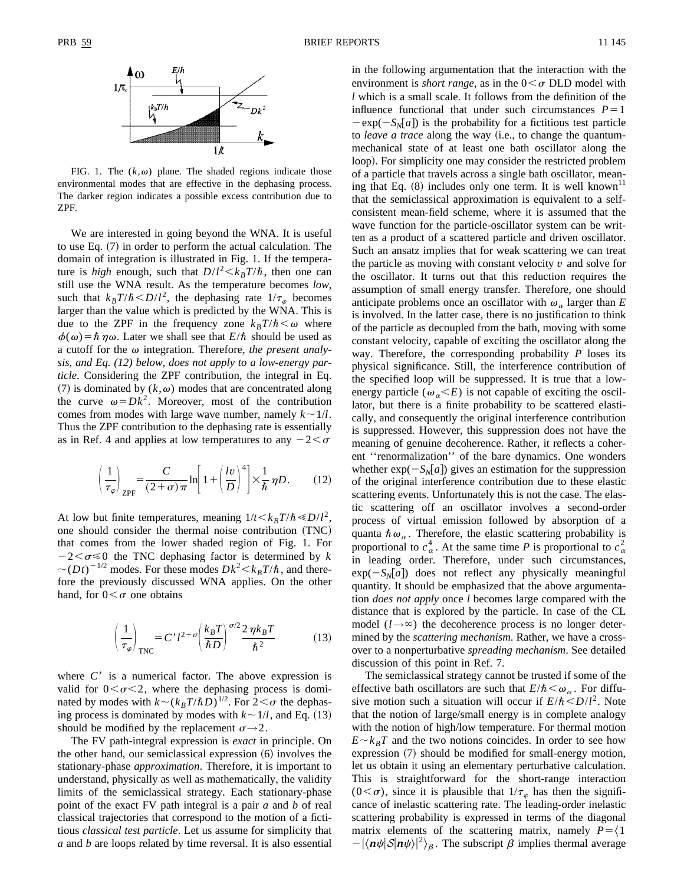FIG. 1. The $(k,\omega)$ plane. The shaded regions indicate those environmental modes that are effective in the dephasing process. The darker region indicates a possible excess contribution due to ZPF.

We are interested in going beyond the WNA. It is useful to use Eq. (7) in order to perform the actual calculation. The domain of integration is illustrated in Fig. 1. If the temperature is *high* enough, such that $D/l^2 < k_B T/\hbar$, then one can still use the WNA result. As the temperature becomes *low*, such that $k_B T/\hbar < D/l^2$, the dephasing rate $1/\tau_\varphi$ becomes larger than the value which is predicted by the WNA. This is due to the ZPF in the frequency zone $k_B T/\hbar < \omega$ where $\phi(\omega) = \hbar \eta \omega$. Later we shall see that $E/\hbar$ should be used as a cutoff for the $\omega$ integration. Therefore, *the present analysis, and Eq. (12) below, does not apply to a low-energy particle*. Considering the ZPF contribution, the integral in Eq. (7) is dominated by $(k,\omega)$ modes that are concentrated along the curve $\omega = Dk^2$. Moreover, most of the contribution comes from modes with large wave number, namely $k \sim 1/l$. Thus the ZPF contribution to the dephasing rate is essentially as in Ref. 4 and applies at low temperatures to any $-2 < \sigma$

$$\left(\frac{1}{\tau_\varphi}\right)_{\text{ZPF}} = \frac{C}{(2+\sigma)\pi} \ln\left[1 + \left(\frac{lv}{D}\right)^4\right] \times \frac{1}{\hbar}\eta D. \tag{12}$$

At low but finite temperatures, meaning $1/t < k_B T/\hbar \ll D/l^2$, one should consider the thermal noise contribution (TNC) that comes from the lower shaded region of Fig. 1. For $-2 < \sigma \leq 0$ the TNC dephasing factor is determined by $k \sim (Dt)^{-1/2}$ modes. For these modes $Dk^2 < k_B T/\hbar$, and therefore the previously discussed WNA applies. On the other hand, for $0 < \sigma$ one obtains

$$\left(\frac{1}{\tau_\varphi}\right)_{\text{TNC}} = C' l^{2+\sigma} \left(\frac{k_B T}{\hbar D}\right)^{\sigma/2} \frac{2\eta k_B T}{\hbar^2} \tag{13}$$

where $C'$ is a numerical factor. The above expression is valid for $0 < \sigma < 2$, where the dephasing process is dominated by modes with $k \sim (k_B T/\hbar D)^{1/2}$. For $2 < \sigma$ the dephasing process is dominated by modes with $k \sim 1/l$, and Eq. (13) should be modified by the replacement $\sigma \to 2$.

The FV path-integral expression is *exact* in principle. On the other hand, our semiclassical expression (6) involves the stationary-phase *approximation*. Therefore, it is important to understand, physically as well as mathematically, the validity limits of the semiclassical strategy. Each stationary-phase point of the exact FV path integral is a pair $a$ and $b$ of real classical trajectories that correspond to the motion of a fictitious *classical test particle*. Let us assume for simplicity that $a$ and $b$ are loops related by time reversal. It is also essential in the following argumentation that the interaction with the environment is *short range*, as in the $0 < \sigma$ DLD model with $l$ which is a small scale. It follows from the definition of the influence functional that under such circumstances $P = 1 - \exp(-S_N[a])$ is the probability for a fictitious test particle to *leave a trace* along the way (i.e., to change the quantum-mechanical state of at least one bath oscillator along the loop). For simplicity one may consider the restricted problem of a particle that travels across a single bath oscillator, meaning that Eq. (8) includes only one term. It is well known[11] that the semiclassical approximation is equivalent to a self-consistent mean-field scheme, where it is assumed that the wave function for the particle-oscillator system can be written as a product of a scattered particle and driven oscillator. Such an ansatz implies that for weak scattering we can treat the particle as moving with constant velocity $v$ and solve for the oscillator. It turns out that this reduction requires the assumption of small energy transfer. Therefore, one should anticipate problems once an oscillator with $\omega_\alpha$ larger than $E$ is involved. In the latter case, there is no justification to think of the particle as decoupled from the bath, moving with some constant velocity, capable of exciting the oscillator along the way. Therefore, the corresponding probability $P$ loses its physical significance. Still, the interference contribution of the specified loop will be suppressed. It is true that a low-energy particle ($\omega_\alpha < E$) is not capable of exciting the oscillator, but there is a finite probability to be scattered elastically, and consequently the original interference contribution is suppressed. However, this suppression does not have the meaning of genuine decoherence. Rather, it reflects a coherent ''renormalization'' of the bare dynamics. One wonders whether $\exp(-S_N[a])$ gives an estimation for the suppression of the original interference contribution due to these elastic scattering events. Unfortunately this is not the case. The elastic scattering off an oscillator involves a second-order process of virtual emission followed by absorption of a quanta $\hbar\omega_\alpha$. Therefore, the elastic scattering probability is proportional to $c_\alpha^4$. At the same time $P$ is proportional to $c_\alpha^2$ in leading order. Therefore, under such circumstances, $\exp(-S_N[a])$ does not reflect any physically meaningful quantity. It should be emphasized that the above argumentation *does not apply* once $l$ becomes large compared with the distance that is explored by the particle. In case of the CL model ($l \to \infty$) the decoherence process is no longer determined by the *scattering mechanism*. Rather, we have a crossover to a nonperturbative *spreading mechanism*. See detailed discussion of this point in Ref. 7.

The semiclassical strategy cannot be trusted if some of the effective bath oscillators are such that $E/\hbar < \omega_\alpha$. For diffusive motion such a situation will occur if $E/\hbar < D/l^2$. Note that the notion of large/small energy is in complete analogy with the notion of high/low temperature. For thermal motion $E \sim k_B T$ and the two notions coincides. In order to see how expression (7) should be modified for small-energy motion, let us obtain it using an elementary perturbative calculation. This is straightforward for the short-range interaction ($0 < \sigma$), since it is plausible that $1/\tau_\varphi$ has then the significance of inelastic scattering rate. The leading-order inelastic scattering probability is expressed in terms of the diagonal matrix elements of the scattering matrix, namely $P = \langle 1 - |\langle \boldsymbol{n}\psi|\mathcal{S}|\boldsymbol{n}\psi\rangle|^2 \rangle_\beta$. The subscript $\beta$ implies thermal average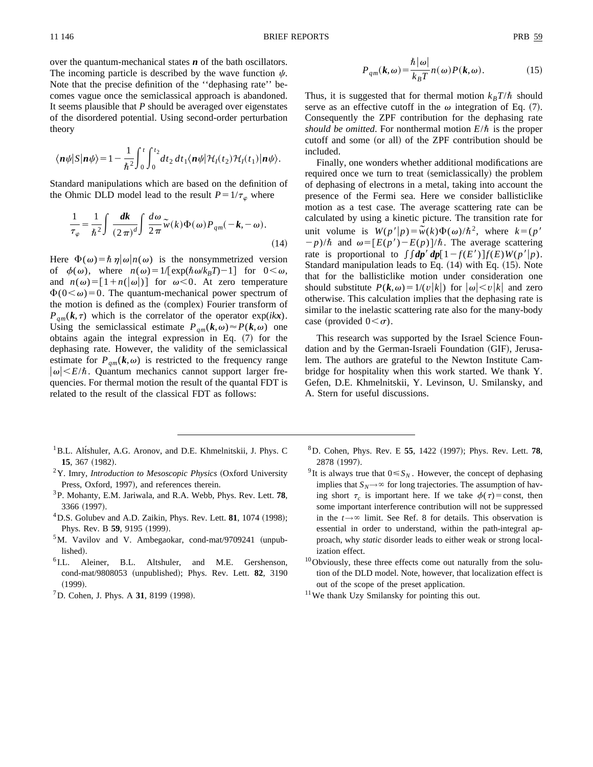over the quantum-mechanical states $\boldsymbol{n}$ of the bath oscillators. The incoming particle is described by the wave function $\psi$. Note that the precise definition of the ''dephasing rate'' becomes vague once the semiclassical approach is abandoned. It seems plausible that $P$ should be averaged over eigenstates of the disordered potential. Using second-order perturbation theory

$$\langle \boldsymbol{n}\psi | S | \boldsymbol{n}\psi \rangle = 1 - \frac{1}{\hbar^2}\int_0^t \int_0^{t_2} dt_2\, dt_1 \langle \boldsymbol{n}\psi | \mathcal{H}_I(t_2)\mathcal{H}_I(t_1) | \boldsymbol{n}\psi \rangle.$$

Standard manipulations which are based on the definition of the Ohmic DLD model lead to the result $P = 1/\tau_\varphi$ where

$$\frac{1}{\tau_\varphi} = \frac{1}{\hbar^2}\int \frac{d\boldsymbol{k}}{(2\pi)^d}\int \frac{d\omega}{2\pi}\tilde{w}(k)\Phi(\omega)P_{qm}(-\boldsymbol{k},-\omega). \tag{14}$$

Here $\Phi(\omega) = \hbar\eta|\omega|n(\omega)$ is the nonsymmetrized version of $\phi(\omega)$, where $n(\omega) = 1/[\exp(\hbar\omega/k_BT)-1]$ for $0<\omega$, and $n(\omega) = [1+n(|\omega|)]$ for $\omega<0$. At zero temperature $\Phi(0<\omega) = 0$. The quantum-mechanical power spectrum of the motion is defined as the (complex) Fourier transform of $P_{qm}(\boldsymbol{k},\tau)$ which is the correlator of the operator $\exp(ikx)$. Using the semiclassical estimate $P_{qm}(\boldsymbol{k},\omega) \approx P(\boldsymbol{k},\omega)$ one obtains again the integral expression in Eq. (7) for the dephasing rate. However, the validity of the semiclassical estimate for $P_{qm}(\boldsymbol{k},\omega)$ is restricted to the frequency range $|\omega| < E/\hbar$. Quantum mechanics cannot support larger frequencies. For thermal motion the result of the quantal FDT is related to the result of the classical FDT as follows:

$$P_{qm}(\boldsymbol{k},\omega) = \frac{\hbar|\omega|}{k_BT}n(\omega)P(\boldsymbol{k},\omega). \tag{15}$$

Thus, it is suggested that for thermal motion $k_BT/\hbar$ should serve as an effective cutoff in the $\omega$ integration of Eq. (7). Consequently the ZPF contribution for the dephasing rate *should be omitted*. For nonthermal motion $E/\hbar$ is the proper cutoff and some (or all) of the ZPF contribution should be included.

Finally, one wonders whether additional modifications are required once we turn to treat (semiclassically) the problem of dephasing of electrons in a metal, taking into account the presence of the Fermi sea. Here we consider ballisticlike motion as a test case. The average scattering rate can be calculated by using a kinetic picture. The transition rate for unit volume is $W(p'|p) = \tilde{w}(k)\Phi(\omega)/\hbar^2$, where $k = (p'-p)/\hbar$ and $\omega = [E(p')-E(p)]/\hbar$. The average scattering rate is proportional to $\int\int d\boldsymbol{p}'\, d\boldsymbol{p}[1-f(E')]f(E)W(p'|p)$. Standard manipulation leads to Eq. (14) with Eq. (15). Note that for the ballisticlike motion under consideration one should substitute $P(\boldsymbol{k},\omega) = 1/(v|k|)$ for $|\omega| < v|k|$ and zero otherwise. This calculation implies that the dephasing rate is similar to the inelastic scattering rate also for the many-body case (provided $0<\sigma$).

This research was supported by the Israel Science Foundation and by the German-Israeli Foundation (GIF), Jerusalem. The authors are grateful to the Newton Institute Cambridge for hospitality when this work started. We thank Y. Gefen, D.E. Khmelnitskii, Y. Levinson, U. Smilansky, and A. Stern for useful discussions.

---

[1] B.L. Alt́shuler, A.G. Aronov, and D.E. Khmelnitskii, J. Phys. C **15**, 367 (1982).

[2] Y. Imry, *Introduction to Mesoscopic Physics* (Oxford University Press, Oxford, 1997), and references therein.

[3] P. Mohanty, E.M. Jariwala, and R.A. Webb, Phys. Rev. Lett. **78**, 3366 (1997).

[4] D.S. Golubev and A.D. Zaikin, Phys. Rev. Lett. **81**, 1074 (1998); Phys. Rev. B **59**, 9195 (1999).

[5] M. Vavilov and V. Ambegaokar, cond-mat/9709241 (unpublished).

[6] I.L. Aleiner, B.L. Altshuler, and M.E. Gershenson, cond-mat/9808053 (unpublished); Phys. Rev. Lett. **82**, 3190 (1999).

[7] D. Cohen, J. Phys. A **31**, 8199 (1998).

[8] D. Cohen, Phys. Rev. E **55**, 1422 (1997); Phys. Rev. Lett. **78**, 2878 (1997).

[9] It is always true that $0 \leq S_N$. However, the concept of dephasing implies that $S_N \to \infty$ for long trajectories. The assumption of having short $\tau_c$ is important here. If we take $\phi(\tau) = \text{const}$, then some important interference contribution will not be suppressed in the $t\to\infty$ limit. See Ref. 8 for details. This observation is essential in order to understand, within the path-integral approach, why *static* disorder leads to either weak or strong localization effect.

[10] Obviously, these three effects come out naturally from the solution of the DLD model. Note, however, that localization effect is out of the scope of the preset application.

[11] We thank Uzy Smilansky for pointing this out.